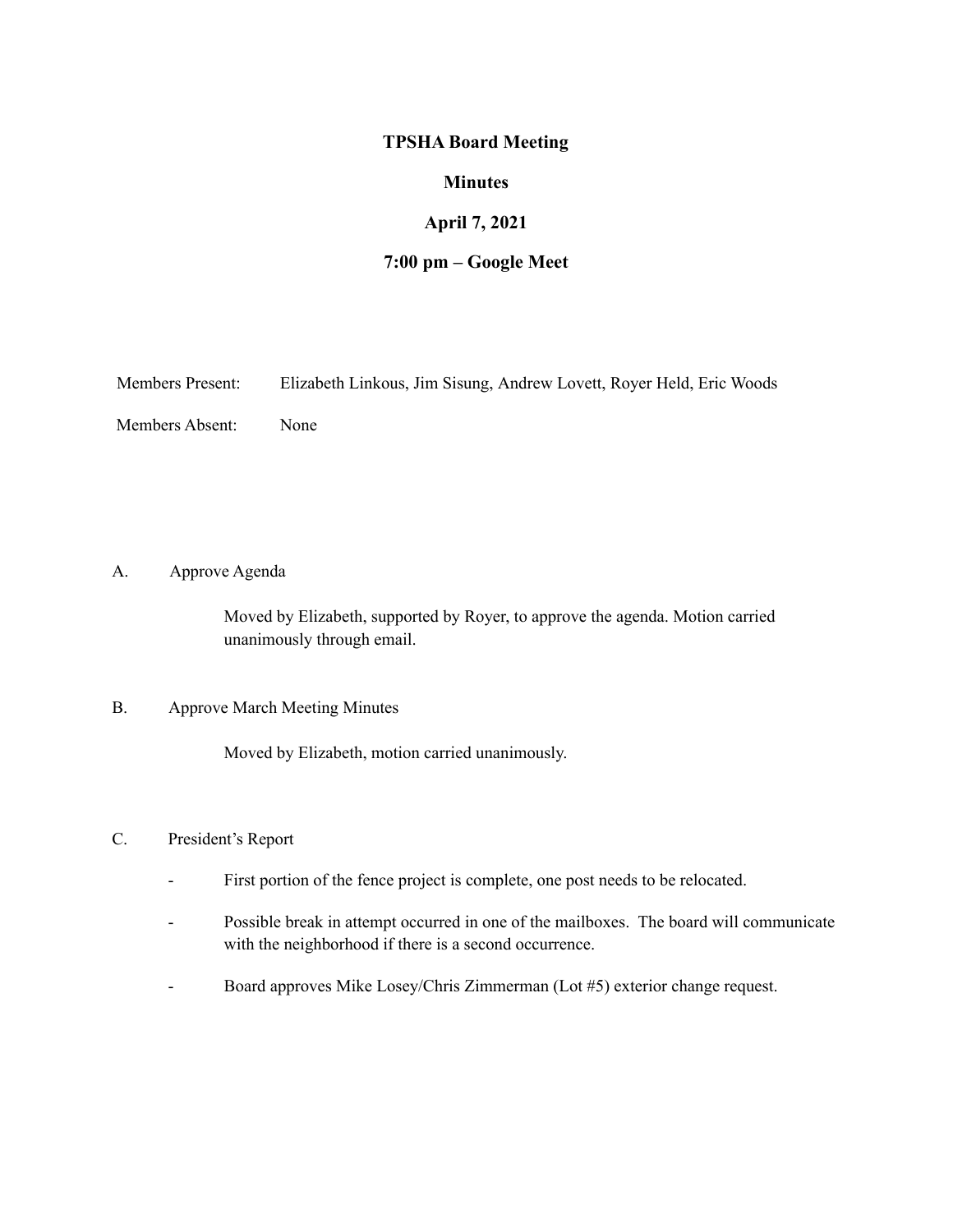# TPSHA Board Meeting

## Minutes

## April 7, 2021

## 7:00 pm – Google Meet

Members Present: Elizabeth Linkous, Jim Sisung, Andrew Lovett, Royer Held, Eric Woods

Members Absent: None

A. Approve Agenda

Moved by Elizabeth, supported by Royer, to approve the agenda. Motion carried unanimously through email.

B. Approve March Meeting Minutes

Moved by Elizabeth, motion carried unanimously.

C. President's Report

- First portion of the fence project is complete, one post needs to be relocated.
- Possible break in attempt occurred in one of the mailboxes. The board will communicate with the neighborhood if there is a second occurrence.
- Board approves Mike Losey/Chris Zimmerman (Lot #5) exterior change request.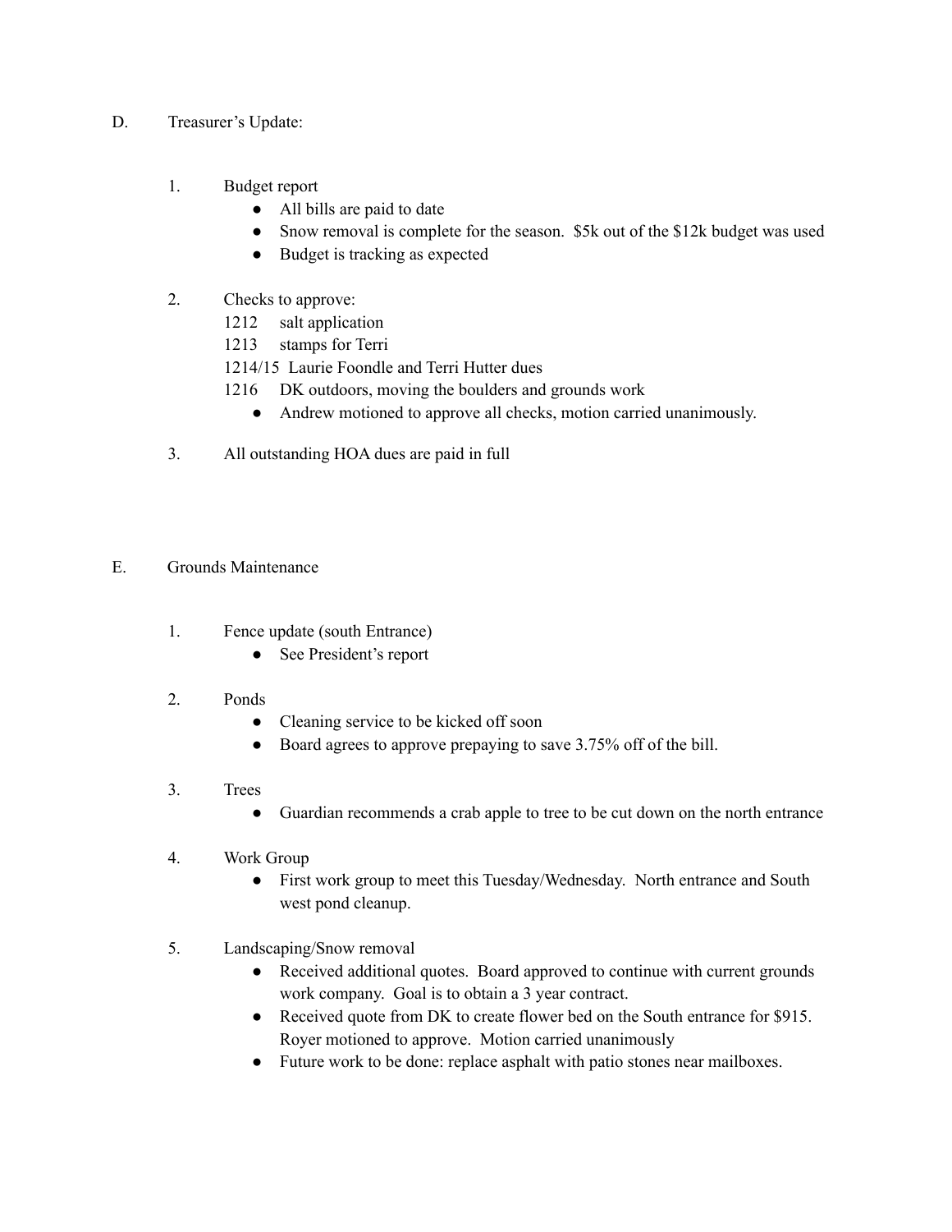D. Treasurer's Update:

1. Budget report
   - All bills are paid to date
   - Snow removal is complete for the season. $5k out of the $12k budget was used
   - Budget is tracking as expected

2. Checks to approve:
   1212 salt application
   1213 stamps for Terri
   1214/15 Laurie Foondle and Terri Hutter dues
   1216 DK outdoors, moving the boulders and grounds work
   - Andrew motioned to approve all checks, motion carried unanimously.

3. All outstanding HOA dues are paid in full

E. Grounds Maintenance

1. Fence update (south Entrance)
   - See President's report

2. Ponds
   - Cleaning service to be kicked off soon
   - Board agrees to approve prepaying to save 3.75% off of the bill.

3. Trees
   - Guardian recommends a crab apple to tree to be cut down on the north entrance

4. Work Group
   - First work group to meet this Tuesday/Wednesday. North entrance and South west pond cleanup.

5. Landscaping/Snow removal
   - Received additional quotes. Board approved to continue with current grounds work company. Goal is to obtain a 3 year contract.
   - Received quote from DK to create flower bed on the South entrance for $915. Royer motioned to approve. Motion carried unanimously
   - Future work to be done: replace asphalt with patio stones near mailboxes.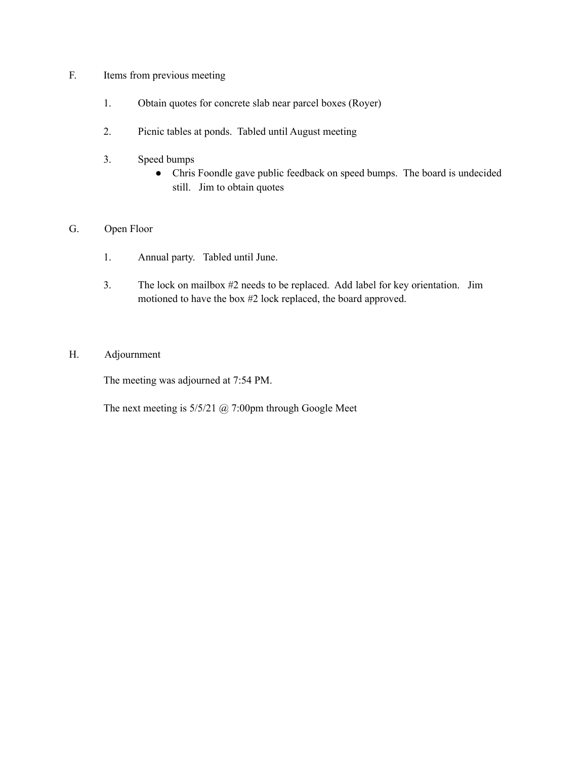F. Items from previous meeting

1. Obtain quotes for concrete slab near parcel boxes (Royer)

2. Picnic tables at ponds. Tabled until August meeting

3. Speed bumps
   - Chris Foondle gave public feedback on speed bumps. The board is undecided still. Jim to obtain quotes

G. Open Floor

1. Annual party. Tabled until June.

3. The lock on mailbox #2 needs to be replaced. Add label for key orientation. Jim motioned to have the box #2 lock replaced, the board approved.

H. Adjournment

The meeting was adjourned at 7:54 PM.

The next meeting is 5/5/21 @ 7:00pm through Google Meet